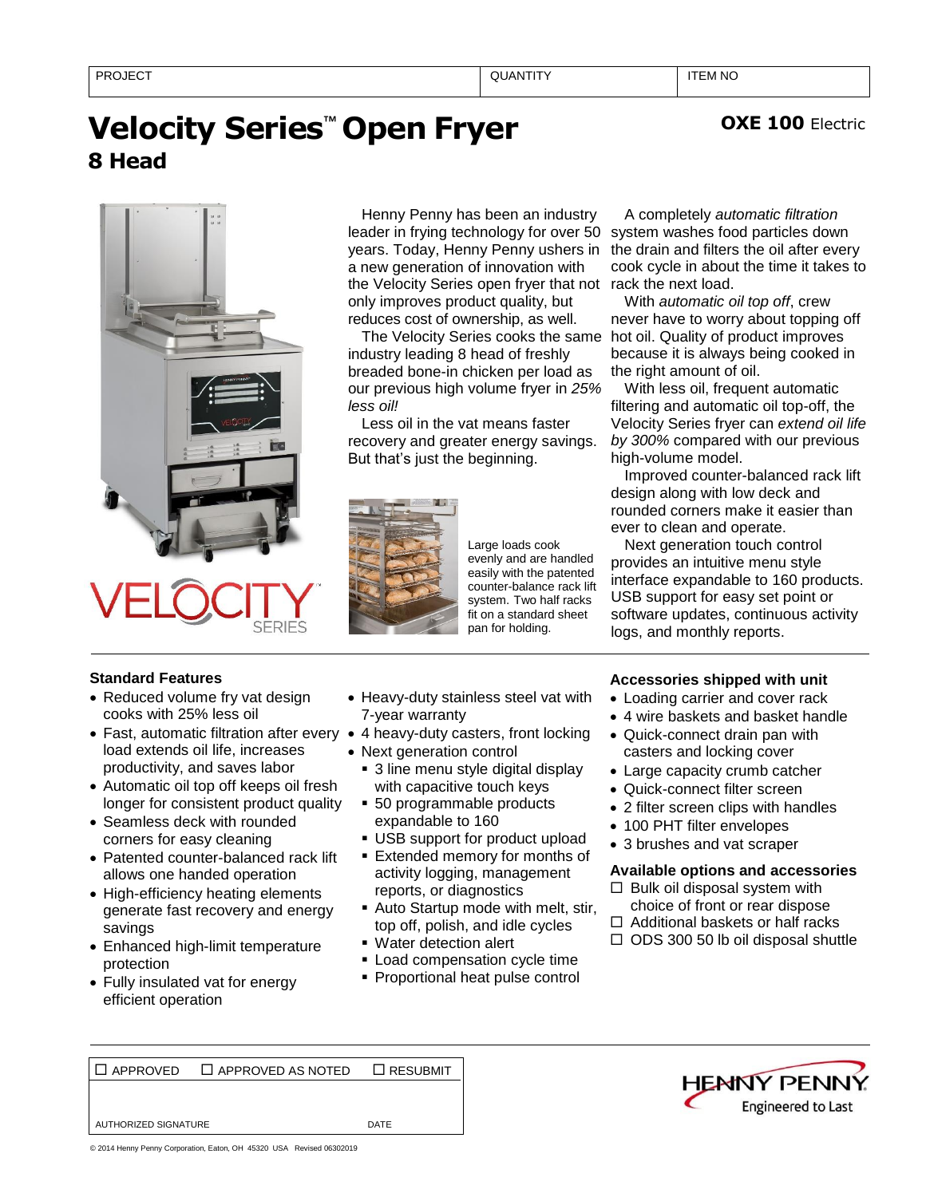| PROJECT | QUANTITY | ITEM NO |
| --- | --- | --- |
| | | |

# Velocity Series™ Open Fryer

## 8 Head

**OXE 100** Electric

Henny Penny has been an industry leader in frying technology for over 50 years. Today, Henny Penny ushers in a new generation of innovation with the Velocity Series open fryer that not only improves product quality, but reduces cost of ownership, as well.

The Velocity Series cooks the same industry leading 8 head of freshly breaded bone-in chicken per load as our previous high volume fryer in *25% less oil!*

Less oil in the vat means faster recovery and greater energy savings. But that's just the beginning.

Large loads cook evenly and are handled easily with the patented counter-balance rack lift system. Two half racks fit on a standard sheet pan for holding.

A completely *automatic filtration* system washes food particles down the drain and filters the oil after every cook cycle in about the time it takes to rack the next load.

With *automatic oil top off*, crew never have to worry about topping off hot oil. Quality of product improves because it is always being cooked in the right amount of oil.

With less oil, frequent automatic filtering and automatic oil top-off, the Velocity Series fryer can *extend oil life by 300%* compared with our previous high-volume model.

Improved counter-balanced rack lift design along with low deck and rounded corners make it easier than ever to clean and operate.

Next generation touch control provides an intuitive menu style interface expandable to 160 products. USB support for easy set point or software updates, continuous activity logs, and monthly reports.

### Standard Features

- Reduced volume fry vat design cooks with 25% less oil
- Fast, automatic filtration after every load extends oil life, increases productivity, and saves labor
- Automatic oil top off keeps oil fresh longer for consistent product quality
- Seamless deck with rounded corners for easy cleaning
- Patented counter-balanced rack lift allows one handed operation
- High-efficiency heating elements generate fast recovery and energy savings
- Enhanced high-limit temperature protection
- Fully insulated vat for energy efficient operation
- Heavy-duty stainless steel vat with 7-year warranty
- 4 heavy-duty casters, front locking
- Next generation control
  - 3 line menu style digital display with capacitive touch keys
  - 50 programmable products expandable to 160
  - USB support for product upload
  - Extended memory for months of activity logging, management reports, or diagnostics
  - Auto Startup mode with melt, stir, top off, polish, and idle cycles
  - Water detection alert
  - Load compensation cycle time
  - Proportional heat pulse control

### Accessories shipped with unit

- Loading carrier and cover rack
- 4 wire baskets and basket handle
- Quick-connect drain pan with casters and locking cover
- Large capacity crumb catcher
- Quick-connect filter screen
- 2 filter screen clips with handles
- 100 PHT filter envelopes
- 3 brushes and vat scraper

### Available options and accessories

- ☐ Bulk oil disposal system with choice of front or rear dispose
- ☐ Additional baskets or half racks
- ☐ ODS 300 50 lb oil disposal shuttle

| ☐ APPROVED | ☐ APPROVED AS NOTED | ☐ RESUBMIT |
| --- | --- | --- |
| AUTHORIZED SIGNATURE | | DATE |

HENNY PENNY Engineered to Last

© 2014 Henny Penny Corporation, Eaton, OH 45320 USA Revised 06302019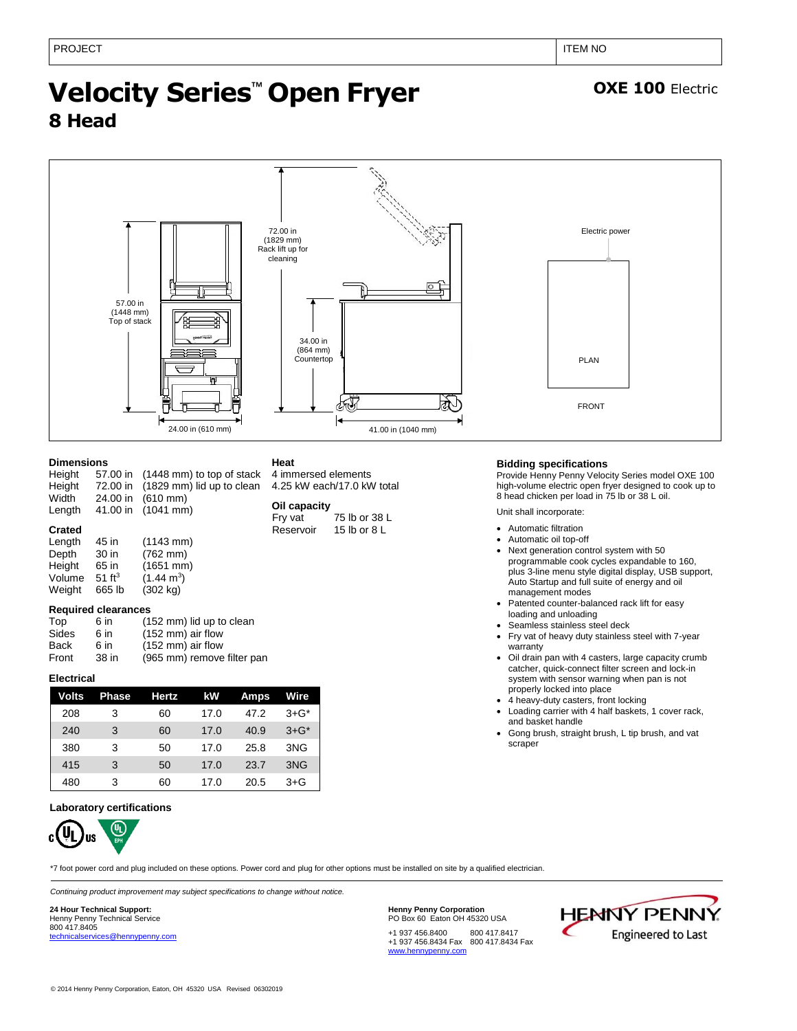| PROJECT | ITEM NO |
|---|---|

# Velocity Series™ Open Fryer
## 8 Head

**OXE 100** Electric

72.00 in
(1829 mm)
Rack lift up for
cleaning

57.00 in
(1448 mm)
Top of stack

34.00 in
(864 mm)
Countertop

24.00 in (610 mm)

41.00 in (1040 mm)

Electric power

PLAN

FRONT

### Dimensions

| | | |
|---|---|---|
| Height | 57.00 in | (1448 mm) to top of stack |
| Height | 72.00 in | (1829 mm) lid up to clean |
| Width | 24.00 in | (610 mm) |
| Length | 41.00 in | (1041 mm) |

### Crated

| | | |
|---|---|---|
| Length | 45 in | (1143 mm) |
| Depth | 30 in | (762 mm) |
| Height | 65 in | (1651 mm) |
| Volume | 51 ft$^3$ | (1.44 m$^3$) |
| Weight | 665 lb | (302 kg) |

### Required clearances

| | | |
|---|---|---|
| Top | 6 in | (152 mm) lid up to clean |
| Sides | 6 in | (152 mm) air flow |
| Back | 6 in | (152 mm) air flow |
| Front | 38 in | (965 mm) remove filter pan |

### Electrical

| Volts | Phase | Hertz | kW | Amps | Wire |
|---|---|---|---|---|---|
| 208 | 3 | 60 | 17.0 | 47.2 | 3+G* |
| 240 | 3 | 60 | 17.0 | 40.9 | 3+G* |
| 380 | 3 | 50 | 17.0 | 25.8 | 3NG |
| 415 | 3 | 50 | 17.0 | 23.7 | 3NG |
| 480 | 3 | 60 | 17.0 | 20.5 | 3+G |

### Heat

4 immersed elements
4.25 kW each/17.0 kW total

### Oil capacity

| | |
|---|---|
| Fry vat | 75 lb or 38 L |
| Reservoir | 15 lb or 8 L |

### Bidding specifications

Provide Henny Penny Velocity Series model OXE 100 high-volume electric open fryer designed to cook up to 8 head chicken per load in 75 lb or 38 L oil.

Unit shall incorporate:

- Automatic filtration
- Automatic oil top-off
- Next generation control system with 50 programmable cook cycles expandable to 160, plus 3-line menu style digital display, USB support, Auto Startup and full suite of energy and oil management modes
- Patented counter-balanced rack lift for easy loading and unloading
- Seamless stainless steel deck
- Fry vat of heavy duty stainless steel with 7-year warranty
- Oil drain pan with 4 casters, large capacity crumb catcher, quick-connect filter screen and lock-in system with sensor warning when pan is not properly locked into place
- 4 heavy-duty casters, front locking
- Loading carrier with 4 half baskets, 1 cover rack, and basket handle
- Gong brush, straight brush, L tip brush, and vat scraper

### Laboratory certifications

*7 foot power cord and plug included on these options. Power cord and plug for other options must be installed on site by a qualified electrician.

*Continuing product improvement may subject specifications to change without notice.*

**24 Hour Technical Support:**
Henny Penny Technical Service
800 417.8405
technicalservices@hennypenny.com

**Henny Penny Corporation**
PO Box 60 Eaton OH 45320 USA
+1 937 456.8400 800 417.8417
+1 937 456.8434 Fax 800 417.8434 Fax
www.hennypenny.com

HENNY PENNY
Engineered to Last

© 2014 Henny Penny Corporation, Eaton, OH 45320 USA Revised 06302019